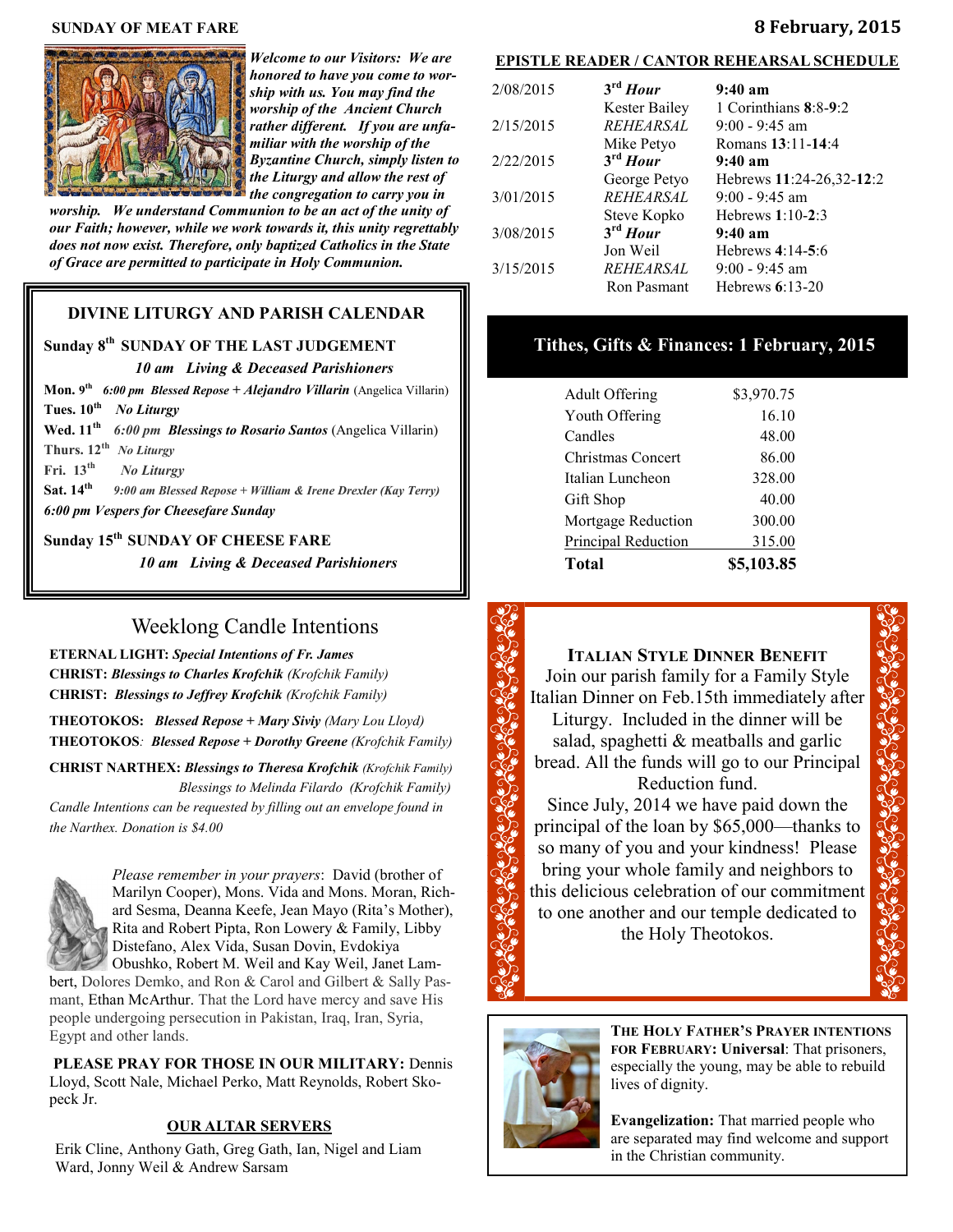**SUNDAY OF MEAT FARE**

**8 February, 2015**

***Welcome to our Visitors: We are honored to have you come to worship with us. You may find the worship of the Ancient Church rather different. If you are unfamiliar with the worship of the Byzantine Church, simply listen to the Liturgy and allow the rest of the congregation to carry you in worship. We understand Communion to be an act of the unity of our Faith; however, while we work towards it, this unity regrettably does not now exist. Therefore, only baptized Catholics in the State of Grace are permitted to participate in Holy Communion.***

## DIVINE LITURGY AND PARISH CALENDAR

**Sunday 8th SUNDAY OF THE LAST JUDGEMENT**
*10 am Living & Deceased Parishioners*

**Mon. 9th** *6:00 pm Blessed Repose + Alejandro Villarin* (Angelica Villarin)

**Tues. 10th** *No Liturgy*

**Wed. 11th** *6:00 pm Blessings to Rosario Santos* (Angelica Villarin)

**Thurs. 12th** *No Liturgy*

**Fri. 13th** *No Liturgy*

**Sat. 14th** *9:00 am Blessed Repose + William & Irene Drexler (Kay Terry)*

*6:00 pm Vespers for Cheesefare Sunday*

**Sunday 15th SUNDAY OF CHEESE FARE**
*10 am Living & Deceased Parishioners*

## Weeklong Candle Intentions

**ETERNAL LIGHT:** ***Special Intentions of Fr. James***

**CHRIST:** ***Blessings to Charles Krofchik*** *(Krofchik Family)*

**CHRIST:** ***Blessings to Jeffrey Krofchik*** *(Krofchik Family)*

**THEOTOKOS:** ***Blessed Repose + Mary Siviy*** *(Mary Lou Lloyd)*

**THEOTOKOS**: ***Blessed Repose + Dorothy Greene*** *(Krofchik Family)*

**CHRIST NARTHEX:** ***Blessings to Theresa Krofchik*** *(Krofchik Family)*
*Blessings to Melinda Filardo (Krofchik Family)*

*Candle Intentions can be requested by filling out an envelope found in the Narthex. Donation is $4.00*

*Please remember in your prayers*: David (brother of Marilyn Cooper), Mons. Vida and Mons. Moran, Richard Sesma, Deanna Keefe, Jean Mayo (Rita's Mother), Rita and Robert Pipta, Ron Lowery & Family, Libby Distefano, Alex Vida, Susan Dovin, Evdokiya Obushko, Robert M. Weil and Kay Weil, Janet Lambert, Dolores Demko, and Ron & Carol and Gilbert & Sally Pasmant, Ethan McArthur. That the Lord have mercy and save His people undergoing persecution in Pakistan, Iraq, Iran, Syria, Egypt and other lands.

**PLEASE PRAY FOR THOSE IN OUR MILITARY:** Dennis Lloyd, Scott Nale, Michael Perko, Matt Reynolds, Robert Skopeck Jr.

### OUR ALTAR SERVERS

Erik Cline, Anthony Gath, Greg Gath, Ian, Nigel and Liam Ward, Jonny Weil & Andrew Sarsam

## EPISTLE READER / CANTOR REHEARSAL SCHEDULE

| | | |
|---|---|---|
| 2/08/2015 | ***3rd Hour*** | **9:40 am** |
| | Kester Bailey | 1 Corinthians **8**:8-**9**:2 |
| 2/15/2015 | *REHEARSAL* | 9:00 - 9:45 am |
| | Mike Petyo | Romans **13**:11-**14**:4 |
| 2/22/2015 | ***3rd Hour*** | **9:40 am** |
| | George Petyo | Hebrews **11**:24-26,32-**12**:2 |
| 3/01/2015 | *REHEARSAL* | 9:00 - 9:45 am |
| | Steve Kopko | Hebrews **1**:10-**2**:3 |
| 3/08/2015 | ***3rd Hour*** | **9:40 am** |
| | Jon Weil | Hebrews **4**:14-**5**:6 |
| 3/15/2015 | *REHEARSAL* | 9:00 - 9:45 am |
| | Ron Pasmant | Hebrews **6**:13-20 |

## Tithes, Gifts & Finances: 1 February, 2015

| | |
|---|---|
| Adult Offering | $3,970.75 |
| Youth Offering | 16.10 |
| Candles | 48.00 |
| Christmas Concert | 86.00 |
| Italian Luncheon | 328.00 |
| Gift Shop | 40.00 |
| Mortgage Reduction | 300.00 |
| Principal Reduction | 315.00 |
| **Total** | **$5,103.85** |

### ITALIAN STYLE DINNER BENEFIT

Join our parish family for a Family Style Italian Dinner on Feb.15th immediately after Liturgy. Included in the dinner will be salad, spaghetti & meatballs and garlic bread. All the funds will go to our Principal Reduction fund.

Since July, 2014 we have paid down the principal of the loan by $65,000—thanks to so many of you and your kindness! Please bring your whole family and neighbors to this delicious celebration of our commitment to one another and our temple dedicated to the Holy Theotokos.

**THE HOLY FATHER'S PRAYER INTENTIONS FOR FEBRUARY: Universal**: That prisoners, especially the young, may be able to rebuild lives of dignity.

**Evangelization:** That married people who are separated may find welcome and support in the Christian community.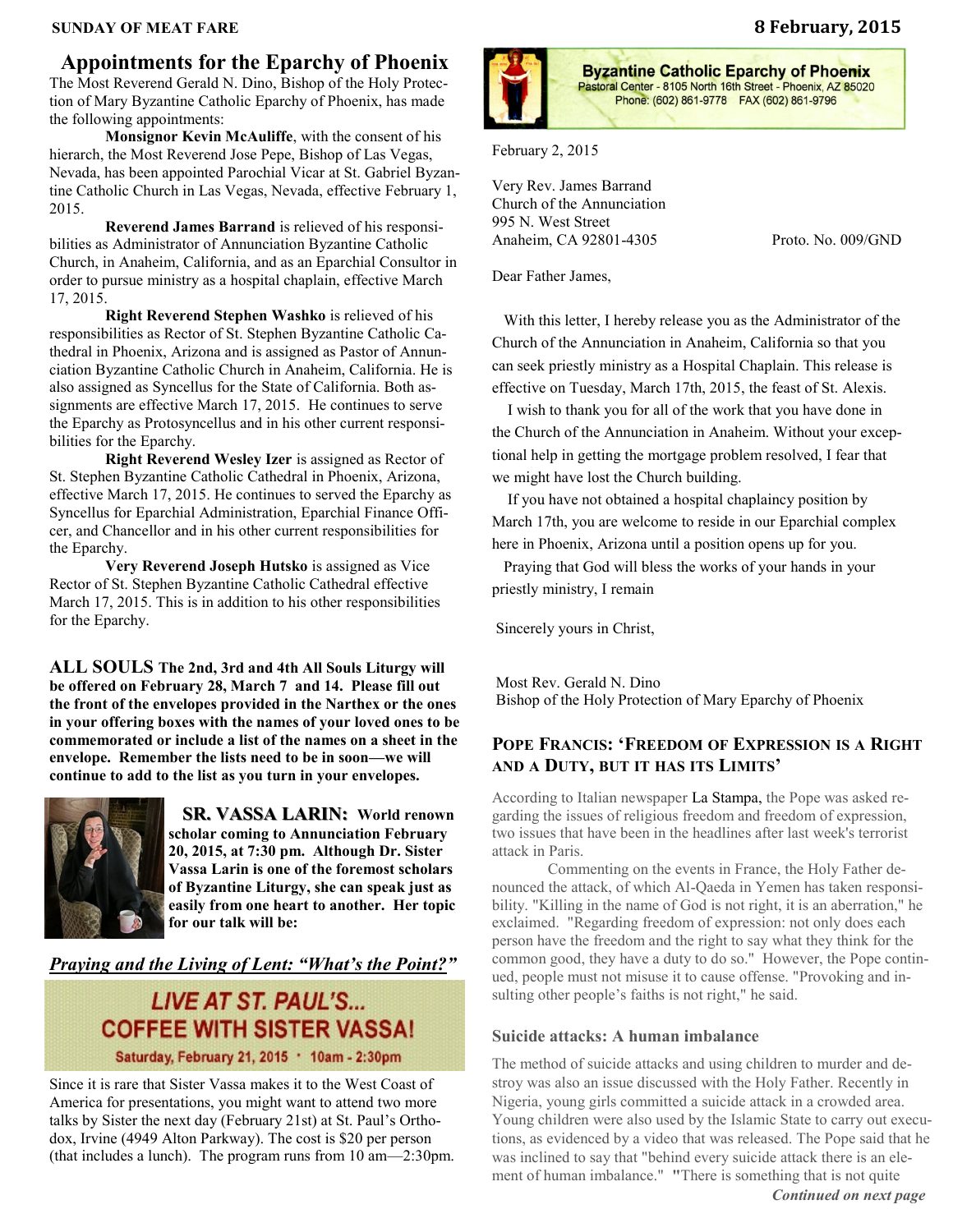## Appointments for the Eparchy of Phoenix

The Most Reverend Gerald N. Dino, Bishop of the Holy Protection of Mary Byzantine Catholic Eparchy of Phoenix, has made the following appointments:

**Monsignor Kevin McAuliffe**, with the consent of his hierarch, the Most Reverend Jose Pepe, Bishop of Las Vegas, Nevada, has been appointed Parochial Vicar at St. Gabriel Byzantine Catholic Church in Las Vegas, Nevada, effective February 1, 2015.

**Reverend James Barrand** is relieved of his responsibilities as Administrator of Annunciation Byzantine Catholic Church, in Anaheim, California, and as an Eparchial Consultor in order to pursue ministry as a hospital chaplain, effective March 17, 2015.

**Right Reverend Stephen Washko** is relieved of his responsibilities as Rector of St. Stephen Byzantine Catholic Cathedral in Phoenix, Arizona and is assigned as Pastor of Annunciation Byzantine Catholic Church in Anaheim, California. He is also assigned as Syncellus for the State of California. Both assignments are effective March 17, 2015. He continues to serve the Eparchy as Protosyncellus and in his other current responsibilities for the Eparchy.

**Right Reverend Wesley Izer** is assigned as Rector of St. Stephen Byzantine Catholic Cathedral in Phoenix, Arizona, effective March 17, 2015. He continues to served the Eparchy as Syncellus for Eparchial Administration, Eparchial Finance Officer, and Chancellor and in his other current responsibilities for the Eparchy.

**Very Reverend Joseph Hutsko** is assigned as Vice Rector of St. Stephen Byzantine Catholic Cathedral effective March 17, 2015. This is in addition to his other responsibilities for the Eparchy.

**ALL SOULS The 2nd, 3rd and 4th All Souls Liturgy will be offered on February 28, March 7 and 14. Please fill out the front of the envelopes provided in the Narthex or the ones in your offering boxes with the names of your loved ones to be commemorated or include a list of the names on a sheet in the envelope. Remember the lists need to be in soon—we will continue to add to the list as you turn in your envelopes.**

**SR. VASSA LARIN: World renown scholar coming to Annunciation February 20, 2015, at 7:30 pm. Although Dr. Sister Vassa Larin is one of the foremost scholars of Byzantine Liturgy, she can speak just as easily from one heart to another. Her topic for our talk will be:**

***Praying and the Living of Lent: "What's the Point?"***

**LIVE AT ST. PAUL'S... COFFEE WITH SISTER VASSA!**

**Saturday, February 21, 2015 · 10am - 2:30pm**

Since it is rare that Sister Vassa makes it to the West Coast of America for presentations, you might want to attend two more talks by Sister the next day (February 21st) at St. Paul's Orthodox, Irvine (4949 Alton Parkway). The cost is $20 per person (that includes a lunch). The program runs from 10 am—2:30pm.

**Byzantine Catholic Eparchy of Phoenix**
Pastoral Center - 8105 North 16th Street - Phoenix, AZ 85020
Phone: (602) 861-9778 FAX (602) 861-9796

February 2, 2015

Very Rev. James Barrand
Church of the Annunciation
995 N. West Street
Anaheim, CA 92801-4305

Proto. No. 009/GND

Dear Father James,

With this letter, I hereby release you as the Administrator of the Church of the Annunciation in Anaheim, California so that you can seek priestly ministry as a Hospital Chaplain. This release is effective on Tuesday, March 17th, 2015, the feast of St. Alexis.

I wish to thank you for all of the work that you have done in the Church of the Annunciation in Anaheim. Without your exceptional help in getting the mortgage problem resolved, I fear that we might have lost the Church building.

If you have not obtained a hospital chaplaincy position by March 17th, you are welcome to reside in our Eparchial complex here in Phoenix, Arizona until a position opens up for you.

Praying that God will bless the works of your hands in your priestly ministry, I remain

Sincerely yours in Christ,

Most Rev. Gerald N. Dino
Bishop of the Holy Protection of Mary Eparchy of Phoenix

## Pope Francis: 'Freedom of Expression is a Right and a Duty, but it has its Limits'

According to Italian newspaper La Stampa, the Pope was asked regarding the issues of religious freedom and freedom of expression, two issues that have been in the headlines after last week's terrorist attack in Paris.

Commenting on the events in France, the Holy Father denounced the attack, of which Al-Qaeda in Yemen has taken responsibility. "Killing in the name of God is not right, it is an aberration," he exclaimed. "Regarding freedom of expression: not only does each person have the freedom and the right to say what they think for the common good, they have a duty to do so." However, the Pope continued, people must not misuse it to cause offense. "Provoking and insulting other people's faiths is not right," he said.

### Suicide attacks: A human imbalance

The method of suicide attacks and using children to murder and destroy was also an issue discussed with the Holy Father. Recently in Nigeria, young girls committed a suicide attack in a crowded area. Young children were also used by the Islamic State to carry out executions, as evidenced by a video that was released. The Pope said that he was inclined to say that "behind every suicide attack there is an element of human imbalance." "There is something that is not quite

*Continued on next page*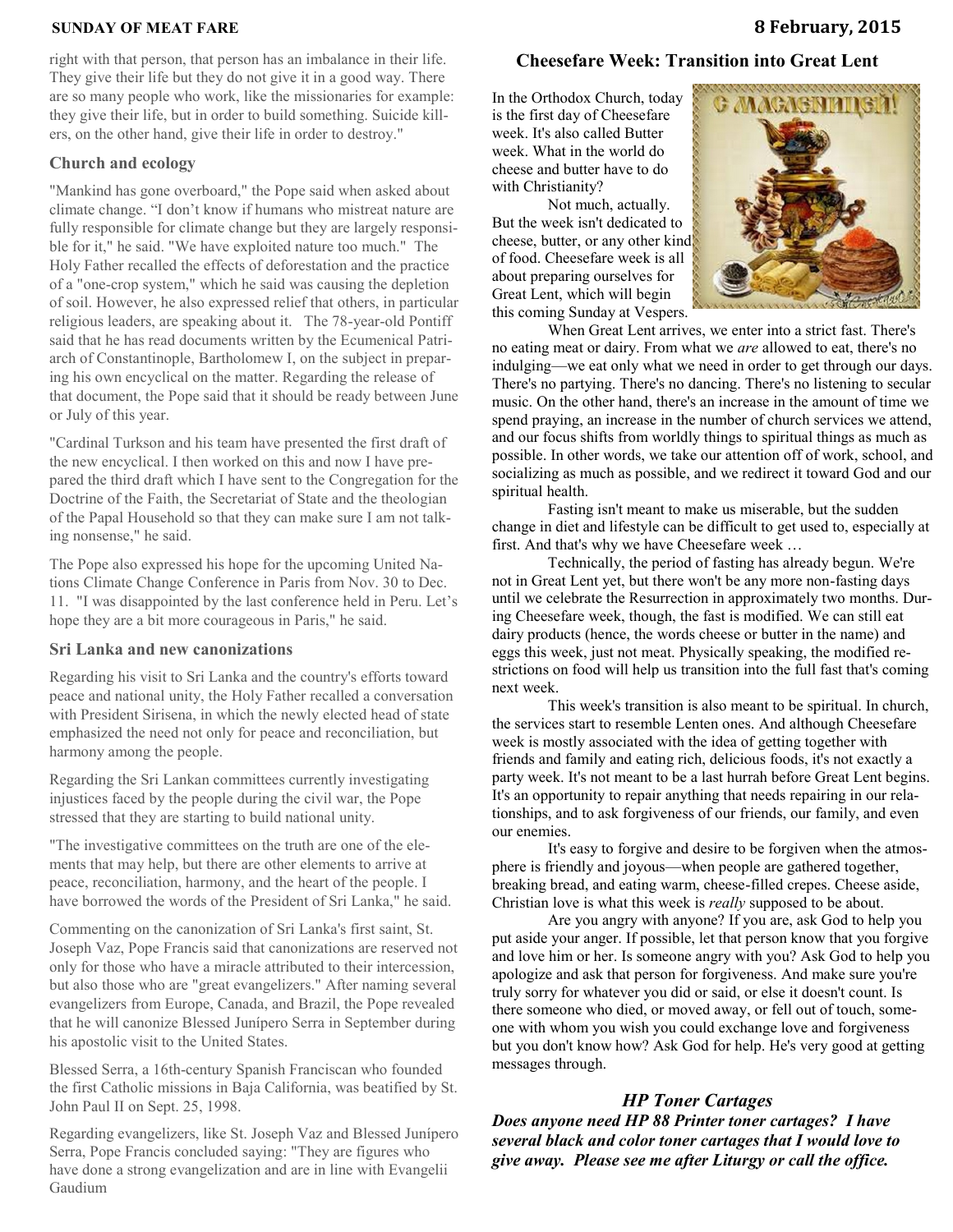right with that person, that person has an imbalance in their life. They give their life but they do not give it in a good way. There are so many people who work, like the missionaries for example: they give their life, but in order to build something. Suicide killers, on the other hand, give their life in order to destroy."

### Church and ecology

"Mankind has gone overboard," the Pope said when asked about climate change. "I don't know if humans who mistreat nature are fully responsible for climate change but they are largely responsible for it," he said. "We have exploited nature too much." The Holy Father recalled the effects of deforestation and the practice of a "one-crop system," which he said was causing the depletion of soil. However, he also expressed relief that others, in particular religious leaders, are speaking about it. The 78-year-old Pontiff said that he has read documents written by the Ecumenical Patriarch of Constantinople, Bartholomew I, on the subject in preparing his own encyclical on the matter. Regarding the release of that document, the Pope said that it should be ready between June or July of this year.

"Cardinal Turkson and his team have presented the first draft of the new encyclical. I then worked on this and now I have prepared the third draft which I have sent to the Congregation for the Doctrine of the Faith, the Secretariat of State and the theologian of the Papal Household so that they can make sure I am not talking nonsense," he said.

The Pope also expressed his hope for the upcoming United Nations Climate Change Conference in Paris from Nov. 30 to Dec. 11. "I was disappointed by the last conference held in Peru. Let's hope they are a bit more courageous in Paris," he said.

### Sri Lanka and new canonizations

Regarding his visit to Sri Lanka and the country's efforts toward peace and national unity, the Holy Father recalled a conversation with President Sirisena, in which the newly elected head of state emphasized the need not only for peace and reconciliation, but harmony among the people.

Regarding the Sri Lankan committees currently investigating injustices faced by the people during the civil war, the Pope stressed that they are starting to build national unity.

"The investigative committees on the truth are one of the elements that may help, but there are other elements to arrive at peace, reconciliation, harmony, and the heart of the people. I have borrowed the words of the President of Sri Lanka," he said.

Commenting on the canonization of Sri Lanka's first saint, St. Joseph Vaz, Pope Francis said that canonizations are reserved not only for those who have a miracle attributed to their intercession, but also those who are "great evangelizers." After naming several evangelizers from Europe, Canada, and Brazil, the Pope revealed that he will canonize Blessed Junípero Serra in September during his apostolic visit to the United States.

Blessed Serra, a 16th-century Spanish Franciscan who founded the first Catholic missions in Baja California, was beatified by St. John Paul II on Sept. 25, 1998.

Regarding evangelizers, like St. Joseph Vaz and Blessed Junípero Serra, Pope Francis concluded saying: "They are figures who have done a strong evangelization and are in line with Evangelii Gaudium

## Cheesefare Week: Transition into Great Lent

In the Orthodox Church, today is the first day of Cheesefare week. It's also called Butter week. What in the world do cheese and butter have to do with Christianity?

Not much, actually. But the week isn't dedicated to cheese, butter, or any other kind of food. Cheesefare week is all about preparing ourselves for Great Lent, which will begin this coming Sunday at Vespers.

When Great Lent arrives, we enter into a strict fast. There's no eating meat or dairy. From what we *are* allowed to eat, there's no indulging—we eat only what we need in order to get through our days. There's no partying. There's no dancing. There's no listening to secular music. On the other hand, there's an increase in the amount of time we spend praying, an increase in the number of church services we attend, and our focus shifts from worldly things to spiritual things as much as possible. In other words, we take our attention off of work, school, and socializing as much as possible, and we redirect it toward God and our spiritual health.

Fasting isn't meant to make us miserable, but the sudden change in diet and lifestyle can be difficult to get used to, especially at first. And that's why we have Cheesefare week …

Technically, the period of fasting has already begun. We're not in Great Lent yet, but there won't be any more non-fasting days until we celebrate the Resurrection in approximately two months. During Cheesefare week, though, the fast is modified. We can still eat dairy products (hence, the words cheese or butter in the name) and eggs this week, just not meat. Physically speaking, the modified restrictions on food will help us transition into the full fast that's coming next week.

This week's transition is also meant to be spiritual. In church, the services start to resemble Lenten ones. And although Cheesefare week is mostly associated with the idea of getting together with friends and family and eating rich, delicious foods, it's not exactly a party week. It's not meant to be a last hurrah before Great Lent begins. It's an opportunity to repair anything that needs repairing in our relationships, and to ask forgiveness of our friends, our family, and even our enemies.

It's easy to forgive and desire to be forgiven when the atmosphere is friendly and joyous—when people are gathered together, breaking bread, and eating warm, cheese-filled crepes. Cheese aside, Christian love is what this week is *really* supposed to be about.

Are you angry with anyone? If you are, ask God to help you put aside your anger. If possible, let that person know that you forgive and love him or her. Is someone angry with you? Ask God to help you apologize and ask that person for forgiveness. And make sure you're truly sorry for whatever you did or said, or else it doesn't count. Is there someone who died, or moved away, or fell out of touch, someone with whom you wish you could exchange love and forgiveness but you don't know how? Ask God for help. He's very good at getting messages through.

### *HP Toner Cartages*

***Does anyone need HP 88 Printer toner cartages? I have several black and color toner cartages that I would love to give away. Please see me after Liturgy or call the office.***